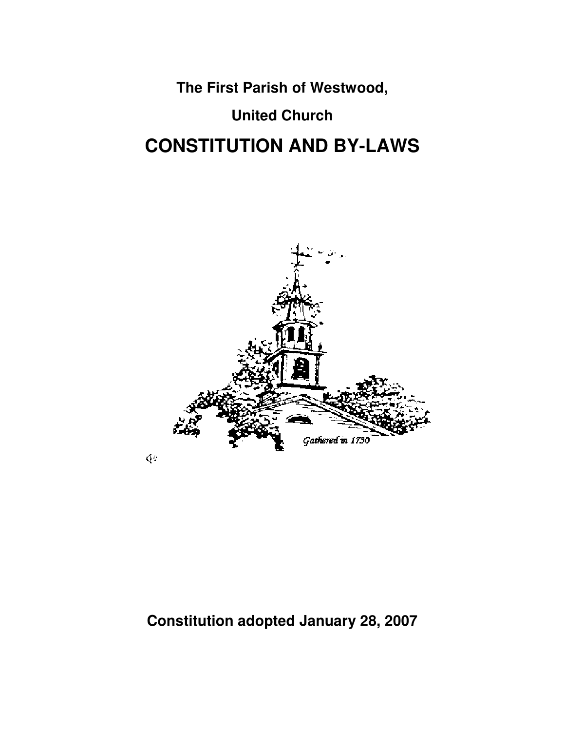**The First Parish of Westwood,**

**United Church**

# CONSTITUTION AND BY-LAWS

*Gathered in 1730*

**Constitution adopted January 28, 2007**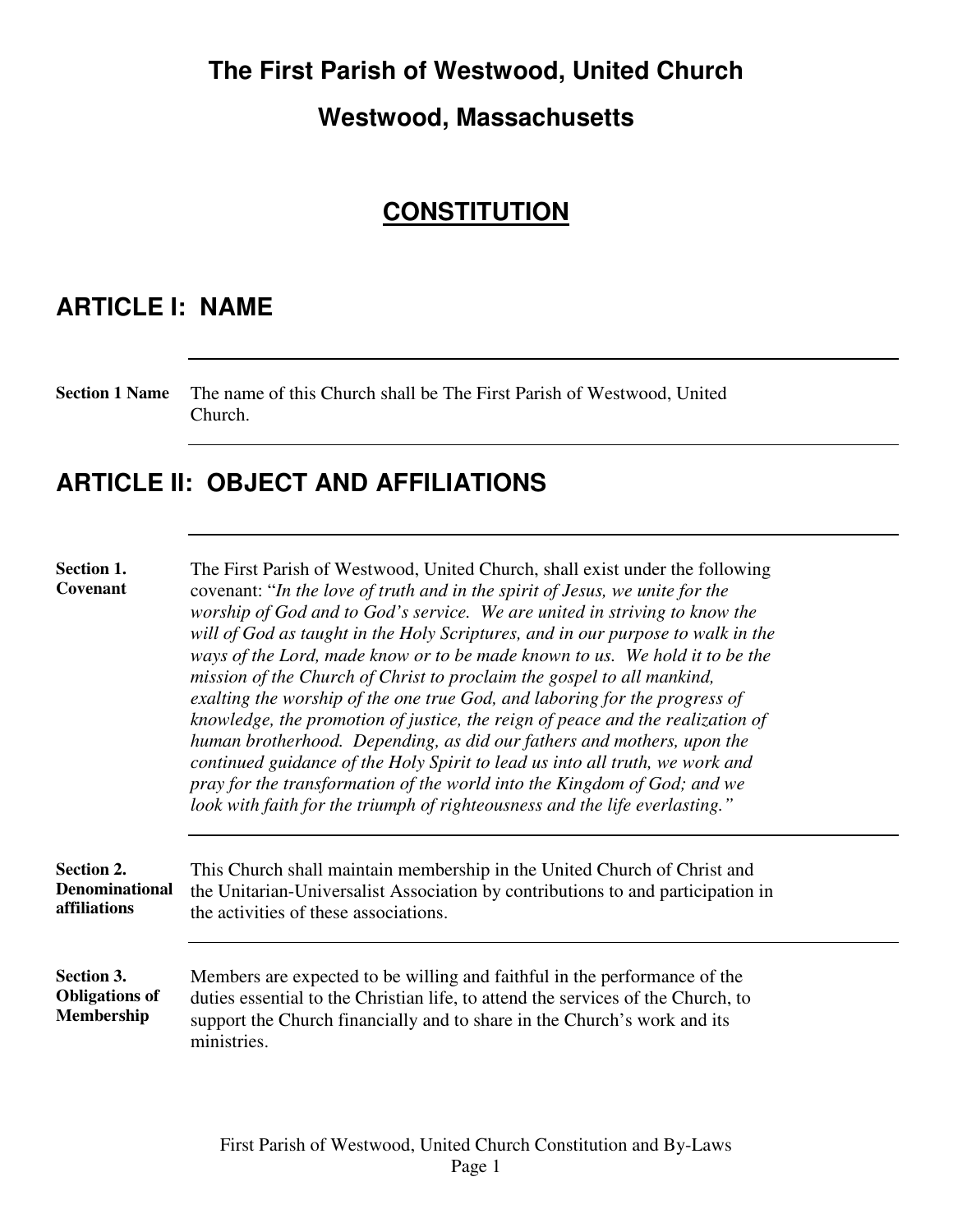# The First Parish of Westwood, United Church

## Westwood, Massachusetts

## CONSTITUTION

## ARTICLE I: NAME

**Section 1 Name** The name of this Church shall be The First Parish of Westwood, United Church.

## ARTICLE II: OBJECT AND AFFILIATIONS

**Section 1. Covenant** The First Parish of Westwood, United Church, shall exist under the following covenant: "*In the love of truth and in the spirit of Jesus, we unite for the worship of God and to God's service. We are united in striving to know the will of God as taught in the Holy Scriptures, and in our purpose to walk in the ways of the Lord, made know or to be made known to us. We hold it to be the mission of the Church of Christ to proclaim the gospel to all mankind, exalting the worship of the one true God, and laboring for the progress of knowledge, the promotion of justice, the reign of peace and the realization of human brotherhood. Depending, as did our fathers and mothers, upon the continued guidance of the Holy Spirit to lead us into all truth, we work and pray for the transformation of the world into the Kingdom of God; and we look with faith for the triumph of righteousness and the life everlasting.*"

**Section 2. Denominational affiliations** This Church shall maintain membership in the United Church of Christ and the Unitarian-Universalist Association by contributions to and participation in the activities of these associations.

**Section 3. Obligations of Membership** Members are expected to be willing and faithful in the performance of the duties essential to the Christian life, to attend the services of the Church, to support the Church financially and to share in the Church's work and its ministries.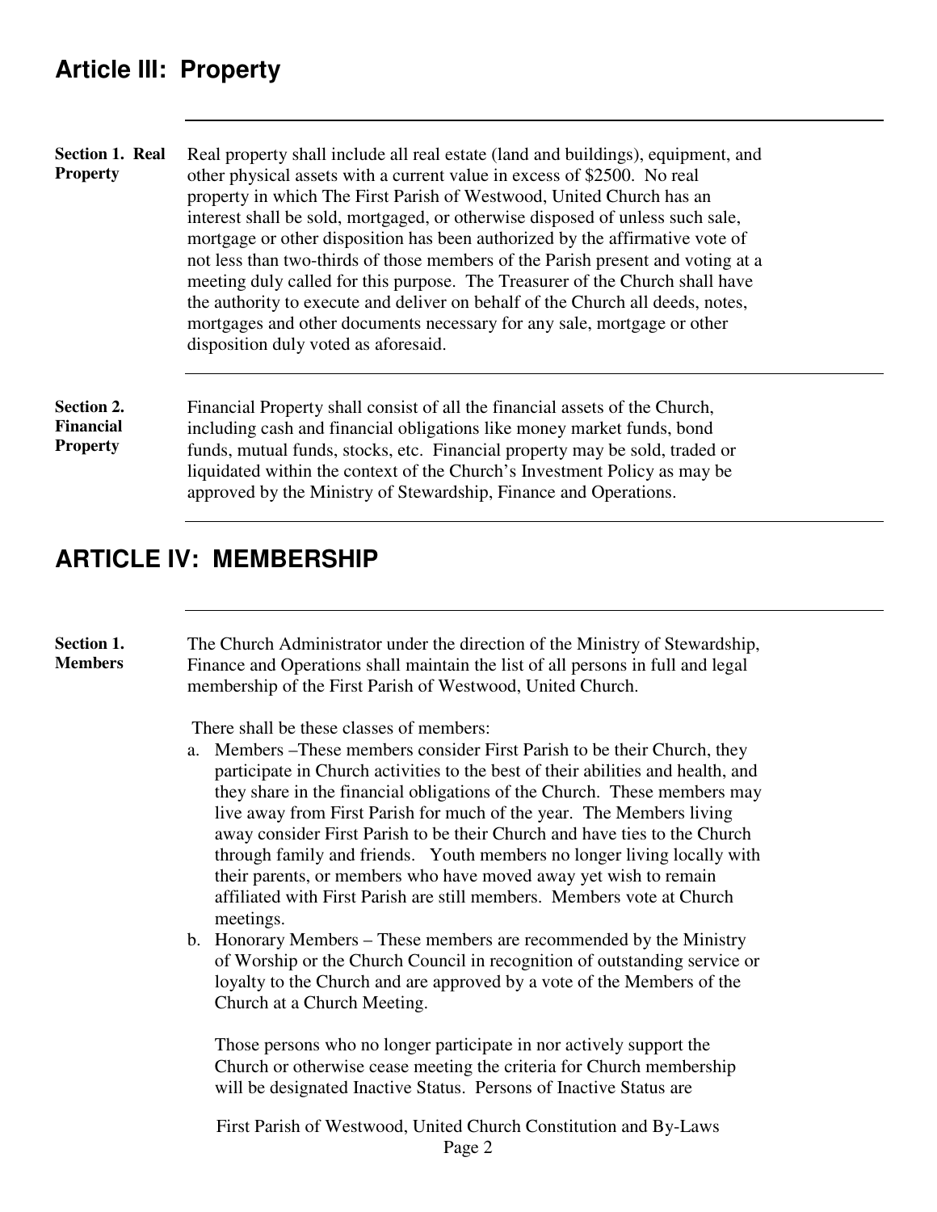## Article III: Property

**Section 1. Real Property**

Real property shall include all real estate (land and buildings), equipment, and other physical assets with a current value in excess of $2500. No real property in which The First Parish of Westwood, United Church has an interest shall be sold, mortgaged, or otherwise disposed of unless such sale, mortgage or other disposition has been authorized by the affirmative vote of not less than two-thirds of those members of the Parish present and voting at a meeting duly called for this purpose. The Treasurer of the Church shall have the authority to execute and deliver on behalf of the Church all deeds, notes, mortgages and other documents necessary for any sale, mortgage or other disposition duly voted as aforesaid.

**Section 2. Financial Property**

Financial Property shall consist of all the financial assets of the Church, including cash and financial obligations like money market funds, bond funds, mutual funds, stocks, etc. Financial property may be sold, traded or liquidated within the context of the Church's Investment Policy as may be approved by the Ministry of Stewardship, Finance and Operations.

## ARTICLE IV: MEMBERSHIP

**Section 1. Members**

The Church Administrator under the direction of the Ministry of Stewardship, Finance and Operations shall maintain the list of all persons in full and legal membership of the First Parish of Westwood, United Church.

There shall be these classes of members:

a. Members –These members consider First Parish to be their Church, they participate in Church activities to the best of their abilities and health, and they share in the financial obligations of the Church. These members may live away from First Parish for much of the year. The Members living away consider First Parish to be their Church and have ties to the Church through family and friends. Youth members no longer living locally with their parents, or members who have moved away yet wish to remain affiliated with First Parish are still members. Members vote at Church meetings.
b. Honorary Members – These members are recommended by the Ministry of Worship or the Church Council in recognition of outstanding service or loyalty to the Church and are approved by a vote of the Members of the Church at a Church Meeting.

Those persons who no longer participate in nor actively support the Church or otherwise cease meeting the criteria for Church membership will be designated Inactive Status. Persons of Inactive Status are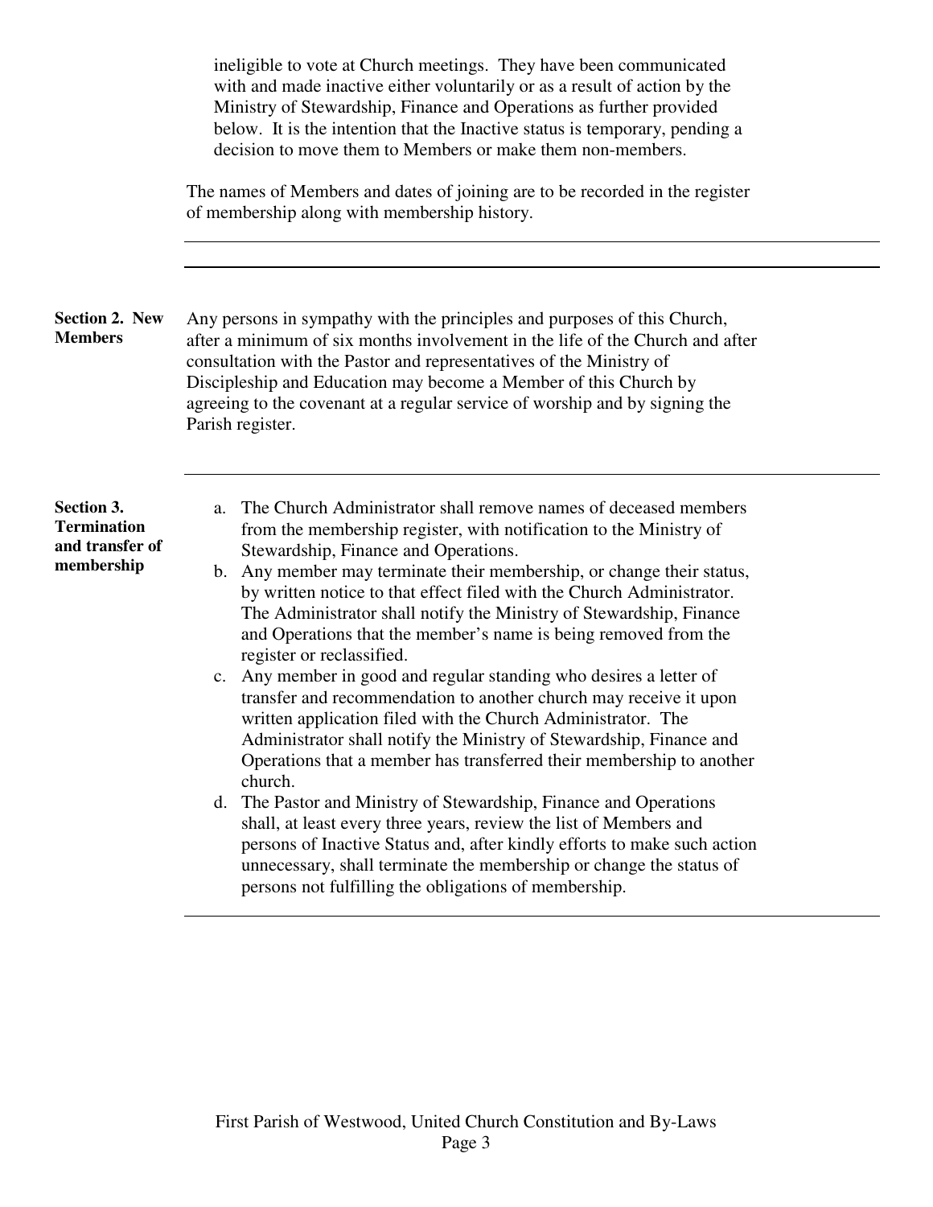ineligible to vote at Church meetings. They have been communicated with and made inactive either voluntarily or as a result of action by the Ministry of Stewardship, Finance and Operations as further provided below. It is the intention that the Inactive status is temporary, pending a decision to move them to Members or make them non-members.

The names of Members and dates of joining are to be recorded in the register of membership along with membership history.

---

**Section 2. New Members**

Any persons in sympathy with the principles and purposes of this Church, after a minimum of six months involvement in the life of the Church and after consultation with the Pastor and representatives of the Ministry of Discipleship and Education may become a Member of this Church by agreeing to the covenant at a regular service of worship and by signing the Parish register.

---

**Section 3. Termination and transfer of membership**

a. The Church Administrator shall remove names of deceased members from the membership register, with notification to the Ministry of Stewardship, Finance and Operations.
b. Any member may terminate their membership, or change their status, by written notice to that effect filed with the Church Administrator. The Administrator shall notify the Ministry of Stewardship, Finance and Operations that the member's name is being removed from the register or reclassified.
c. Any member in good and regular standing who desires a letter of transfer and recommendation to another church may receive it upon written application filed with the Church Administrator. The Administrator shall notify the Ministry of Stewardship, Finance and Operations that a member has transferred their membership to another church.
d. The Pastor and Ministry of Stewardship, Finance and Operations shall, at least every three years, review the list of Members and persons of Inactive Status and, after kindly efforts to make such action unnecessary, shall terminate the membership or change the status of persons not fulfilling the obligations of membership.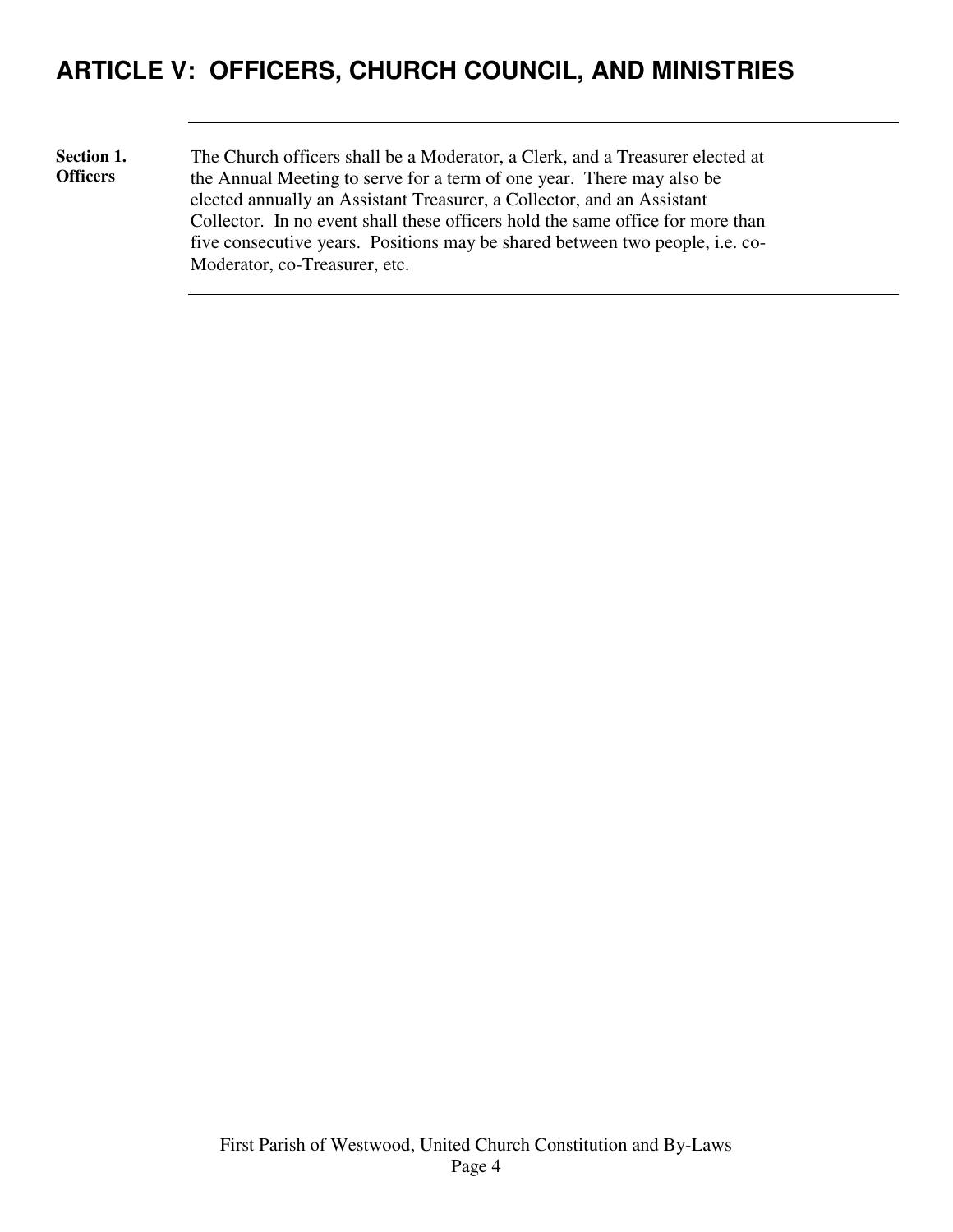## ARTICLE V: OFFICERS, CHURCH COUNCIL, AND MINISTRIES

**Section 1. Officers**

The Church officers shall be a Moderator, a Clerk, and a Treasurer elected at the Annual Meeting to serve for a term of one year. There may also be elected annually an Assistant Treasurer, a Collector, and an Assistant Collector. In no event shall these officers hold the same office for more than five consecutive years. Positions may be shared between two people, i.e. co-Moderator, co-Treasurer, etc.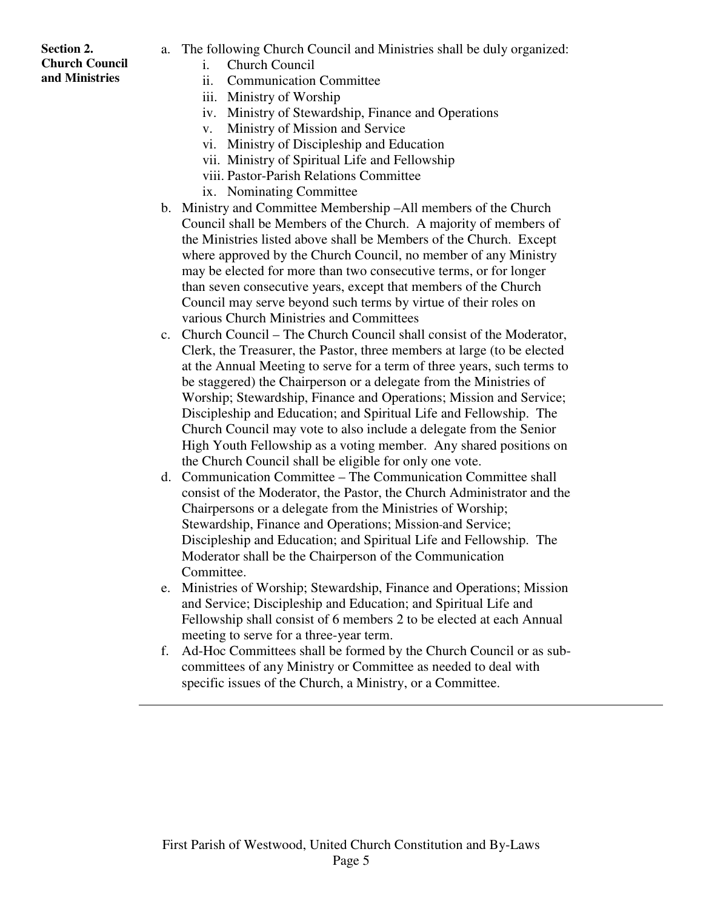**Section 2. Church Council and Ministries**

a. The following Church Council and Ministries shall be duly organized:
   i. Church Council
   ii. Communication Committee
   iii. Ministry of Worship
   iv. Ministry of Stewardship, Finance and Operations
   v. Ministry of Mission and Service
   vi. Ministry of Discipleship and Education
   vii. Ministry of Spiritual Life and Fellowship
   viii. Pastor-Parish Relations Committee
   ix. Nominating Committee

b. Ministry and Committee Membership –All members of the Church Council shall be Members of the Church. A majority of members of the Ministries listed above shall be Members of the Church. Except where approved by the Church Council, no member of any Ministry may be elected for more than two consecutive terms, or for longer than seven consecutive years, except that members of the Church Council may serve beyond such terms by virtue of their roles on various Church Ministries and Committees

c. Church Council – The Church Council shall consist of the Moderator, Clerk, the Treasurer, the Pastor, three members at large (to be elected at the Annual Meeting to serve for a term of three years, such terms to be staggered) the Chairperson or a delegate from the Ministries of Worship; Stewardship, Finance and Operations; Mission and Service; Discipleship and Education; and Spiritual Life and Fellowship. The Church Council may vote to also include a delegate from the Senior High Youth Fellowship as a voting member. Any shared positions on the Church Council shall be eligible for only one vote.

d. Communication Committee – The Communication Committee shall consist of the Moderator, the Pastor, the Church Administrator and the Chairpersons or a delegate from the Ministries of Worship; Stewardship, Finance and Operations; Mission and Service; Discipleship and Education; and Spiritual Life and Fellowship. The Moderator shall be the Chairperson of the Communication Committee.

e. Ministries of Worship; Stewardship, Finance and Operations; Mission and Service; Discipleship and Education; and Spiritual Life and Fellowship shall consist of 6 members 2 to be elected at each Annual meeting to serve for a three-year term.

f. Ad-Hoc Committees shall be formed by the Church Council or as sub-committees of any Ministry or Committee as needed to deal with specific issues of the Church, a Ministry, or a Committee.

---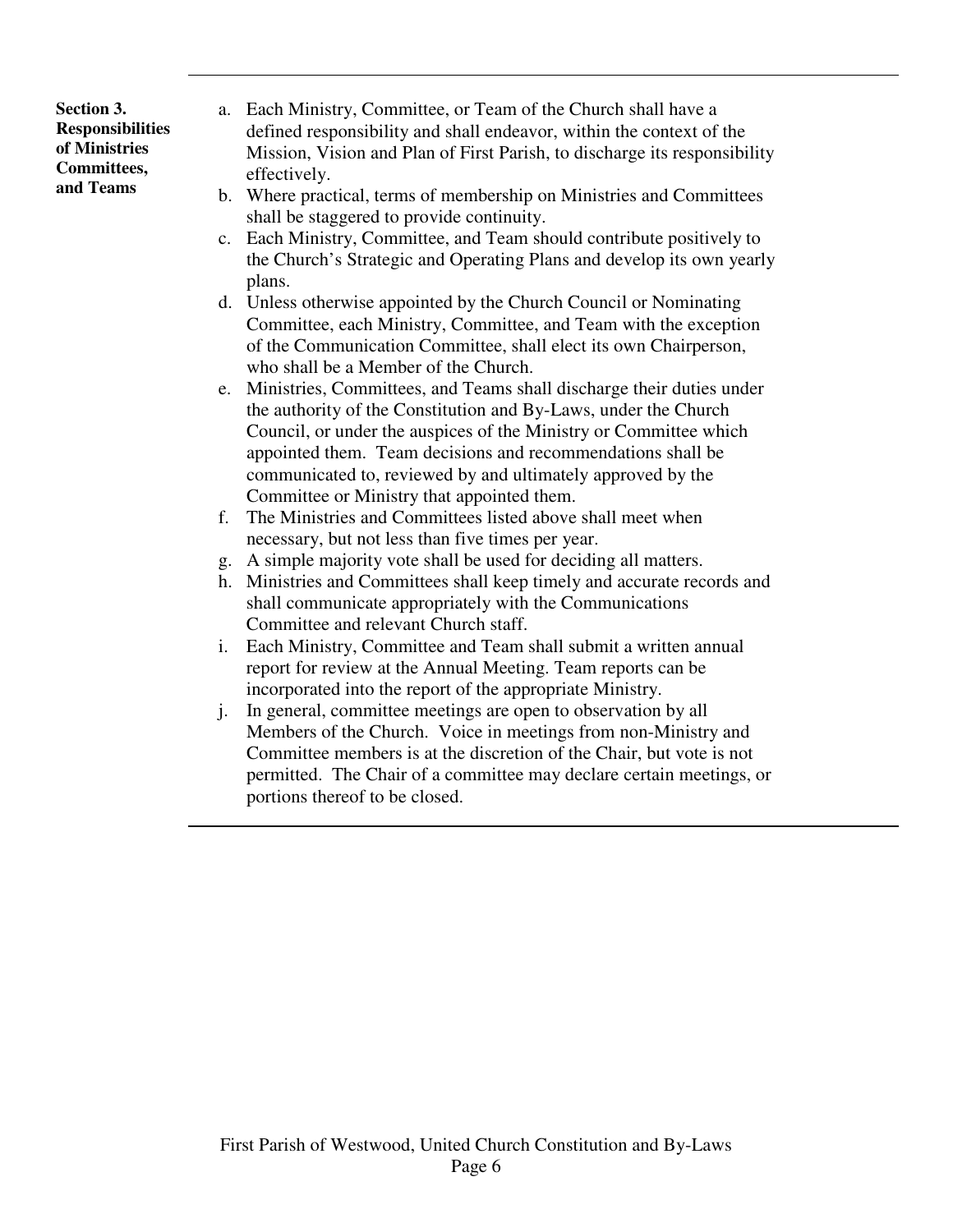**Section 3. Responsibilities of Ministries Committees, and Teams**

a. Each Ministry, Committee, or Team of the Church shall have a defined responsibility and shall endeavor, within the context of the Mission, Vision and Plan of First Parish, to discharge its responsibility effectively.

b. Where practical, terms of membership on Ministries and Committees shall be staggered to provide continuity.

c. Each Ministry, Committee, and Team should contribute positively to the Church's Strategic and Operating Plans and develop its own yearly plans.

d. Unless otherwise appointed by the Church Council or Nominating Committee, each Ministry, Committee, and Team with the exception of the Communication Committee, shall elect its own Chairperson, who shall be a Member of the Church.

e. Ministries, Committees, and Teams shall discharge their duties under the authority of the Constitution and By-Laws, under the Church Council, or under the auspices of the Ministry or Committee which appointed them. Team decisions and recommendations shall be communicated to, reviewed by and ultimately approved by the Committee or Ministry that appointed them.

f. The Ministries and Committees listed above shall meet when necessary, but not less than five times per year.

g. A simple majority vote shall be used for deciding all matters.

h. Ministries and Committees shall keep timely and accurate records and shall communicate appropriately with the Communications Committee and relevant Church staff.

i. Each Ministry, Committee and Team shall submit a written annual report for review at the Annual Meeting. Team reports can be incorporated into the report of the appropriate Ministry.

j. In general, committee meetings are open to observation by all Members of the Church. Voice in meetings from non-Ministry and Committee members is at the discretion of the Chair, but vote is not permitted. The Chair of a committee may declare certain meetings, or portions thereof to be closed.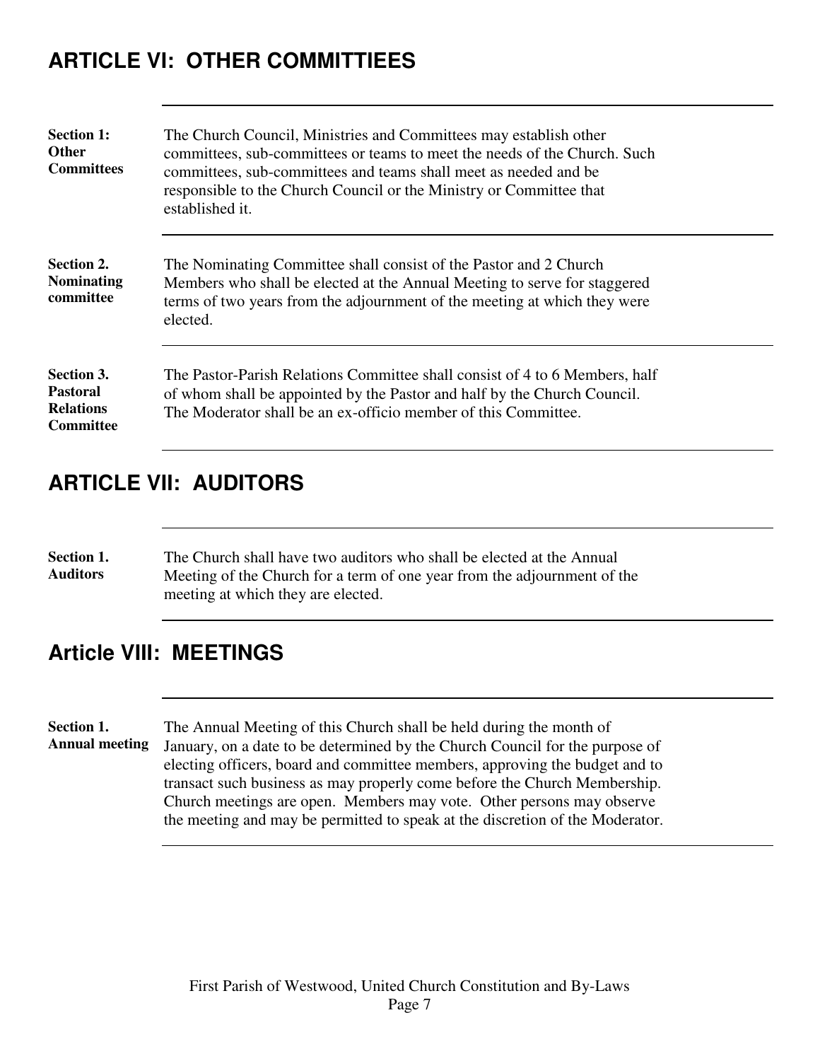## ARTICLE VI: OTHER COMMITTIEES

**Section 1: Other Committees**

The Church Council, Ministries and Committees may establish other committees, sub-committees or teams to meet the needs of the Church. Such committees, sub-committees and teams shall meet as needed and be responsible to the Church Council or the Ministry or Committee that established it.

**Section 2. Nominating committee**

The Nominating Committee shall consist of the Pastor and 2 Church Members who shall be elected at the Annual Meeting to serve for staggered terms of two years from the adjournment of the meeting at which they were elected.

**Section 3. Pastoral Relations Committee**

The Pastor-Parish Relations Committee shall consist of 4 to 6 Members, half of whom shall be appointed by the Pastor and half by the Church Council. The Moderator shall be an ex-officio member of this Committee.

## ARTICLE VII: AUDITORS

**Section 1. Auditors**

The Church shall have two auditors who shall be elected at the Annual Meeting of the Church for a term of one year from the adjournment of the meeting at which they are elected.

## Article VIII: MEETINGS

**Section 1. Annual meeting**

The Annual Meeting of this Church shall be held during the month of January, on a date to be determined by the Church Council for the purpose of electing officers, board and committee members, approving the budget and to transact such business as may properly come before the Church Membership. Church meetings are open. Members may vote. Other persons may observe the meeting and may be permitted to speak at the discretion of the Moderator.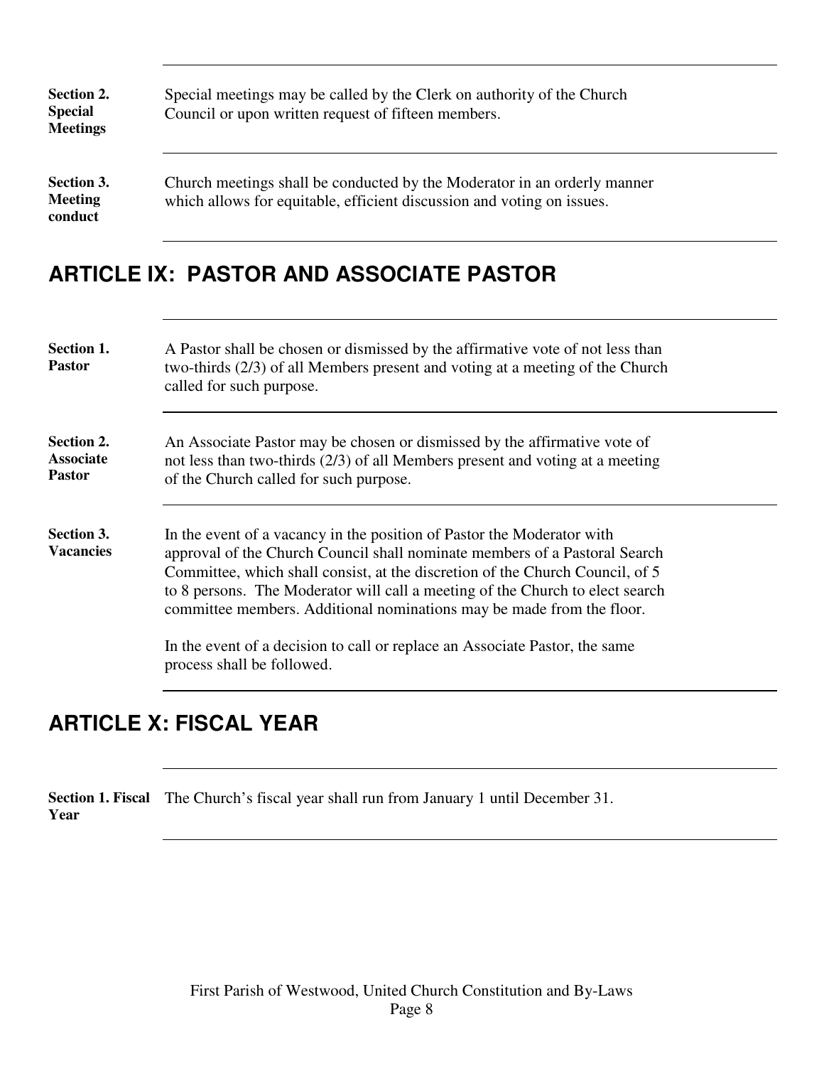**Section 2. Special Meetings**

Special meetings may be called by the Clerk on authority of the Church Council or upon written request of fifteen members.

**Section 3. Meeting conduct**

Church meetings shall be conducted by the Moderator in an orderly manner which allows for equitable, efficient discussion and voting on issues.

## ARTICLE IX: PASTOR AND ASSOCIATE PASTOR

**Section 1. Pastor**

A Pastor shall be chosen or dismissed by the affirmative vote of not less than two-thirds (2/3) of all Members present and voting at a meeting of the Church called for such purpose.

**Section 2. Associate Pastor**

An Associate Pastor may be chosen or dismissed by the affirmative vote of not less than two-thirds (2/3) of all Members present and voting at a meeting of the Church called for such purpose.

**Section 3. Vacancies**

In the event of a vacancy in the position of Pastor the Moderator with approval of the Church Council shall nominate members of a Pastoral Search Committee, which shall consist, at the discretion of the Church Council, of 5 to 8 persons. The Moderator will call a meeting of the Church to elect search committee members. Additional nominations may be made from the floor.

In the event of a decision to call or replace an Associate Pastor, the same process shall be followed.

## ARTICLE X: FISCAL YEAR

**Section 1. Fiscal Year**

The Church's fiscal year shall run from January 1 until December 31.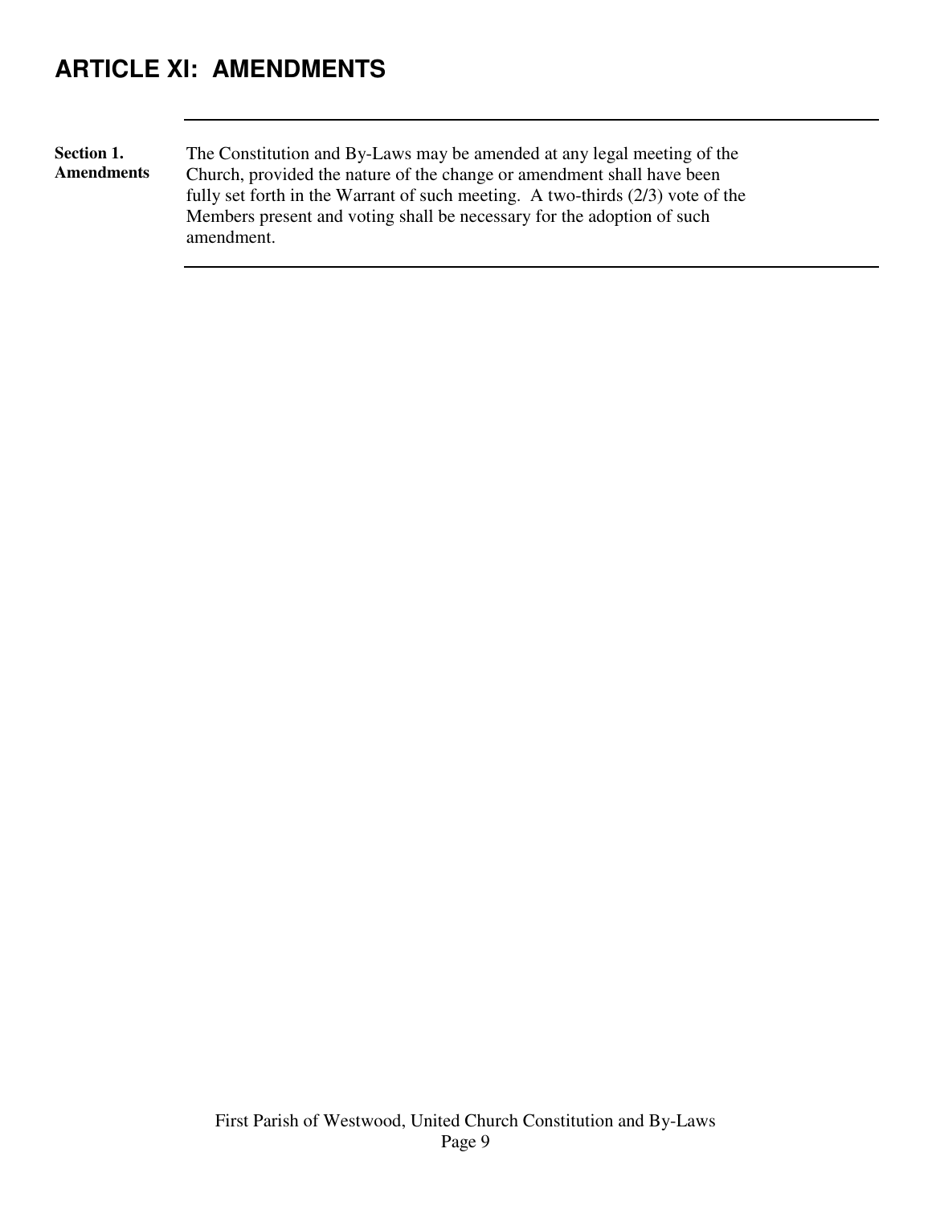## ARTICLE XI: AMENDMENTS

**Section 1. Amendments**

The Constitution and By-Laws may be amended at any legal meeting of the Church, provided the nature of the change or amendment shall have been fully set forth in the Warrant of such meeting. A two-thirds (2/3) vote of the Members present and voting shall be necessary for the adoption of such amendment.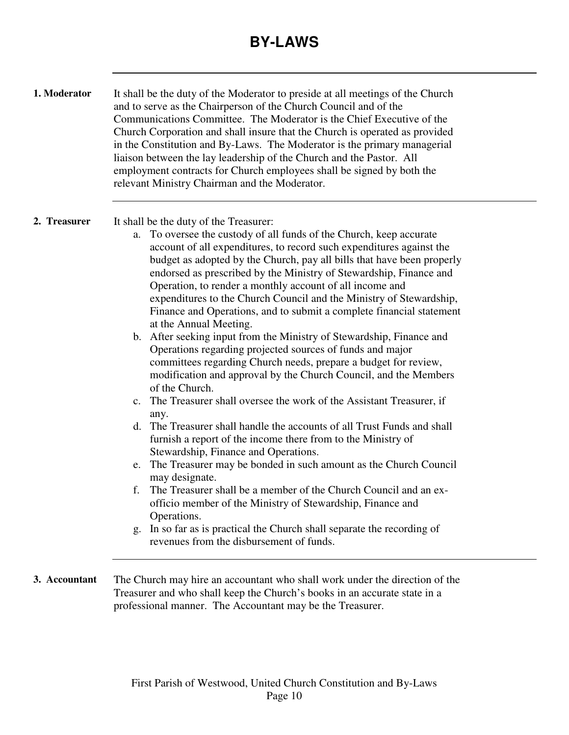# BY-LAWS

**1. Moderator**

It shall be the duty of the Moderator to preside at all meetings of the Church and to serve as the Chairperson of the Church Council and of the Communications Committee. The Moderator is the Chief Executive of the Church Corporation and shall insure that the Church is operated as provided in the Constitution and By-Laws. The Moderator is the primary managerial liaison between the lay leadership of the Church and the Pastor. All employment contracts for Church employees shall be signed by both the relevant Ministry Chairman and the Moderator.

---

**2. Treasurer**

It shall be the duty of the Treasurer:

a. To oversee the custody of all funds of the Church, keep accurate account of all expenditures, to record such expenditures against the budget as adopted by the Church, pay all bills that have been properly endorsed as prescribed by the Ministry of Stewardship, Finance and Operation, to render a monthly account of all income and expenditures to the Church Council and the Ministry of Stewardship, Finance and Operations, and to submit a complete financial statement at the Annual Meeting.

b. After seeking input from the Ministry of Stewardship, Finance and Operations regarding projected sources of funds and major committees regarding Church needs, prepare a budget for review, modification and approval by the Church Council, and the Members of the Church.

c. The Treasurer shall oversee the work of the Assistant Treasurer, if any.

d. The Treasurer shall handle the accounts of all Trust Funds and shall furnish a report of the income there from to the Ministry of Stewardship, Finance and Operations.

e. The Treasurer may be bonded in such amount as the Church Council may designate.

f. The Treasurer shall be a member of the Church Council and an ex-officio member of the Ministry of Stewardship, Finance and Operations.

g. In so far as is practical the Church shall separate the recording of revenues from the disbursement of funds.

---

**3. Accountant**

The Church may hire an accountant who shall work under the direction of the Treasurer and who shall keep the Church's books in an accurate state in a professional manner. The Accountant may be the Treasurer.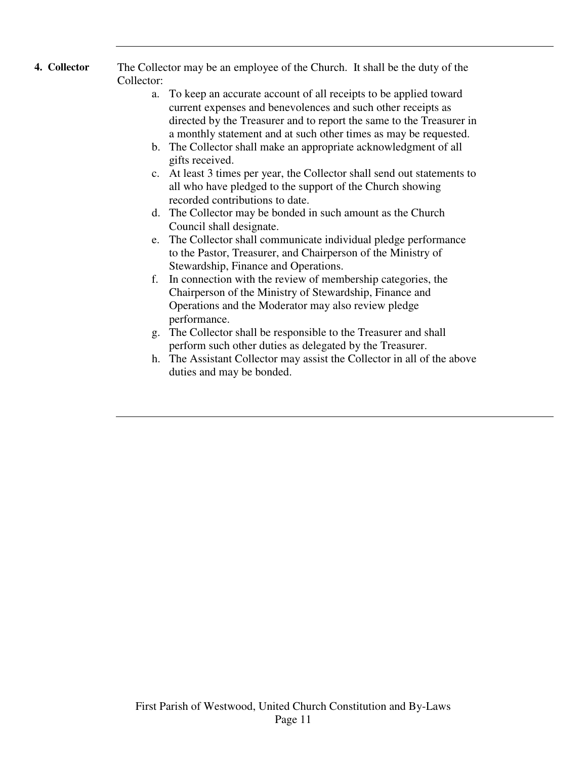**4. Collector** The Collector may be an employee of the Church. It shall be the duty of the Collector:

a. To keep an accurate account of all receipts to be applied toward current expenses and benevolences and such other receipts as directed by the Treasurer and to report the same to the Treasurer in a monthly statement and at such other times as may be requested.
b. The Collector shall make an appropriate acknowledgment of all gifts received.
c. At least 3 times per year, the Collector shall send out statements to all who have pledged to the support of the Church showing recorded contributions to date.
d. The Collector may be bonded in such amount as the Church Council shall designate.
e. The Collector shall communicate individual pledge performance to the Pastor, Treasurer, and Chairperson of the Ministry of Stewardship, Finance and Operations.
f. In connection with the review of membership categories, the Chairperson of the Ministry of Stewardship, Finance and Operations and the Moderator may also review pledge performance.
g. The Collector shall be responsible to the Treasurer and shall perform such other duties as delegated by the Treasurer.
h. The Assistant Collector may assist the Collector in all of the above duties and may be bonded.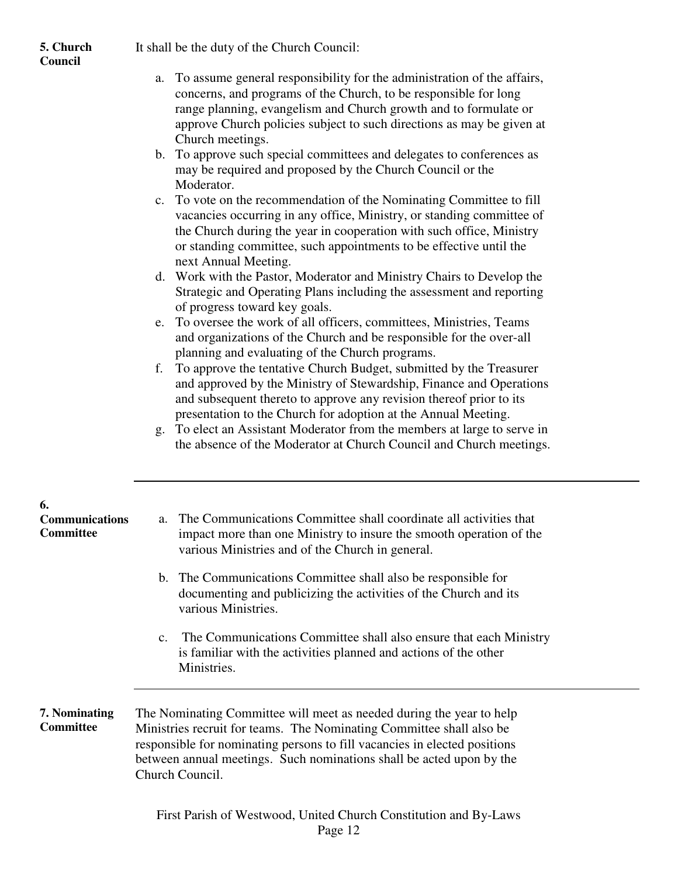**5. Church Council**

It shall be the duty of the Church Council:

a. To assume general responsibility for the administration of the affairs, concerns, and programs of the Church, to be responsible for long range planning, evangelism and Church growth and to formulate or approve Church policies subject to such directions as may be given at Church meetings.
b. To approve such special committees and delegates to conferences as may be required and proposed by the Church Council or the Moderator.
c. To vote on the recommendation of the Nominating Committee to fill vacancies occurring in any office, Ministry, or standing committee of the Church during the year in cooperation with such office, Ministry or standing committee, such appointments to be effective until the next Annual Meeting.
d. Work with the Pastor, Moderator and Ministry Chairs to Develop the Strategic and Operating Plans including the assessment and reporting of progress toward key goals.
e. To oversee the work of all officers, committees, Ministries, Teams and organizations of the Church and be responsible for the over-all planning and evaluating of the Church programs.
f. To approve the tentative Church Budget, submitted by the Treasurer and approved by the Ministry of Stewardship, Finance and Operations and subsequent thereto to approve any revision thereof prior to its presentation to the Church for adoption at the Annual Meeting.
g. To elect an Assistant Moderator from the members at large to serve in the absence of the Moderator at Church Council and Church meetings.

---

**6. Communications Committee**

a. The Communications Committee shall coordinate all activities that impact more than one Ministry to insure the smooth operation of the various Ministries and of the Church in general.

b. The Communications Committee shall also be responsible for documenting and publicizing the activities of the Church and its various Ministries.

c. The Communications Committee shall also ensure that each Ministry is familiar with the activities planned and actions of the other Ministries.

---

**7. Nominating Committee**

The Nominating Committee will meet as needed during the year to help Ministries recruit for teams. The Nominating Committee shall also be responsible for nominating persons to fill vacancies in elected positions between annual meetings. Such nominations shall be acted upon by the Church Council.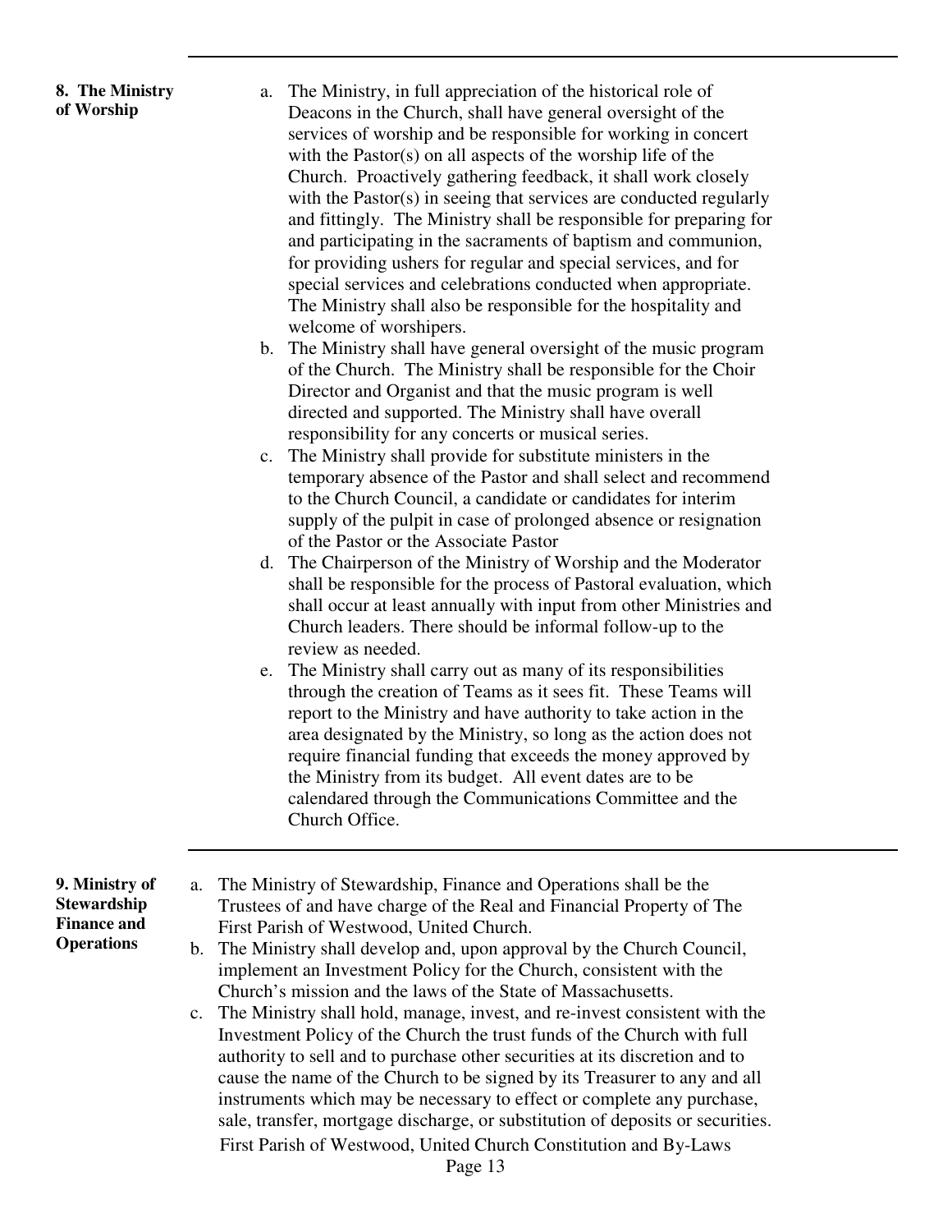**8. The Ministry of Worship**

a. The Ministry, in full appreciation of the historical role of Deacons in the Church, shall have general oversight of the services of worship and be responsible for working in concert with the Pastor(s) on all aspects of the worship life of the Church. Proactively gathering feedback, it shall work closely with the Pastor(s) in seeing that services are conducted regularly and fittingly. The Ministry shall be responsible for preparing for and participating in the sacraments of baptism and communion, for providing ushers for regular and special services, and for special services and celebrations conducted when appropriate. The Ministry shall also be responsible for the hospitality and welcome of worshipers.

b. The Ministry shall have general oversight of the music program of the Church. The Ministry shall be responsible for the Choir Director and Organist and that the music program is well directed and supported. The Ministry shall have overall responsibility for any concerts or musical series.

c. The Ministry shall provide for substitute ministers in the temporary absence of the Pastor and shall select and recommend to the Church Council, a candidate or candidates for interim supply of the pulpit in case of prolonged absence or resignation of the Pastor or the Associate Pastor

d. The Chairperson of the Ministry of Worship and the Moderator shall be responsible for the process of Pastoral evaluation, which shall occur at least annually with input from other Ministries and Church leaders. There should be informal follow-up to the review as needed.

e. The Ministry shall carry out as many of its responsibilities through the creation of Teams as it sees fit. These Teams will report to the Ministry and have authority to take action in the area designated by the Ministry, so long as the action does not require financial funding that exceeds the money approved by the Ministry from its budget. All event dates are to be calendared through the Communications Committee and the Church Office.

---

**9. Ministry of Stewardship Finance and Operations**

a. The Ministry of Stewardship, Finance and Operations shall be the Trustees of and have charge of the Real and Financial Property of The First Parish of Westwood, United Church.

b. The Ministry shall develop and, upon approval by the Church Council, implement an Investment Policy for the Church, consistent with the Church's mission and the laws of the State of Massachusetts.

c. The Ministry shall hold, manage, invest, and re-invest consistent with the Investment Policy of the Church the trust funds of the Church with full authority to sell and to purchase other securities at its discretion and to cause the name of the Church to be signed by its Treasurer to any and all instruments which may be necessary to effect or complete any purchase, sale, transfer, mortgage discharge, or substitution of deposits or securities.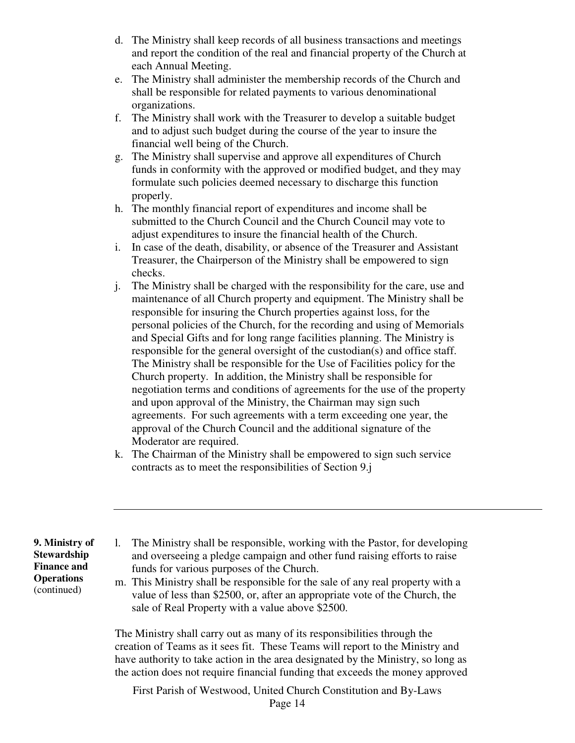d. The Ministry shall keep records of all business transactions and meetings and report the condition of the real and financial property of the Church at each Annual Meeting.
e. The Ministry shall administer the membership records of the Church and shall be responsible for related payments to various denominational organizations.
f. The Ministry shall work with the Treasurer to develop a suitable budget and to adjust such budget during the course of the year to insure the financial well being of the Church.
g. The Ministry shall supervise and approve all expenditures of Church funds in conformity with the approved or modified budget, and they may formulate such policies deemed necessary to discharge this function properly.
h. The monthly financial report of expenditures and income shall be submitted to the Church Council and the Church Council may vote to adjust expenditures to insure the financial health of the Church.
i. In case of the death, disability, or absence of the Treasurer and Assistant Treasurer, the Chairperson of the Ministry shall be empowered to sign checks.
j. The Ministry shall be charged with the responsibility for the care, use and maintenance of all Church property and equipment. The Ministry shall be responsible for insuring the Church properties against loss, for the personal policies of the Church, for the recording and using of Memorials and Special Gifts and for long range facilities planning. The Ministry is responsible for the general oversight of the custodian(s) and office staff. The Ministry shall be responsible for the Use of Facilities policy for the Church property. In addition, the Ministry shall be responsible for negotiation terms and conditions of agreements for the use of the property and upon approval of the Ministry, the Chairman may sign such agreements. For such agreements with a term exceeding one year, the approval of the Church Council and the additional signature of the Moderator are required.
k. The Chairman of the Ministry shall be empowered to sign such service contracts as to meet the responsibilities of Section 9.j

---

**9. Ministry of Stewardship Finance and Operations** (continued)

l. The Ministry shall be responsible, working with the Pastor, for developing and overseeing a pledge campaign and other fund raising efforts to raise funds for various purposes of the Church.
m. This Ministry shall be responsible for the sale of any real property with a value of less than $2500, or, after an appropriate vote of the Church, the sale of Real Property with a value above $2500.

The Ministry shall carry out as many of its responsibilities through the creation of Teams as it sees fit. These Teams will report to the Ministry and have authority to take action in the area designated by the Ministry, so long as the action does not require financial funding that exceeds the money approved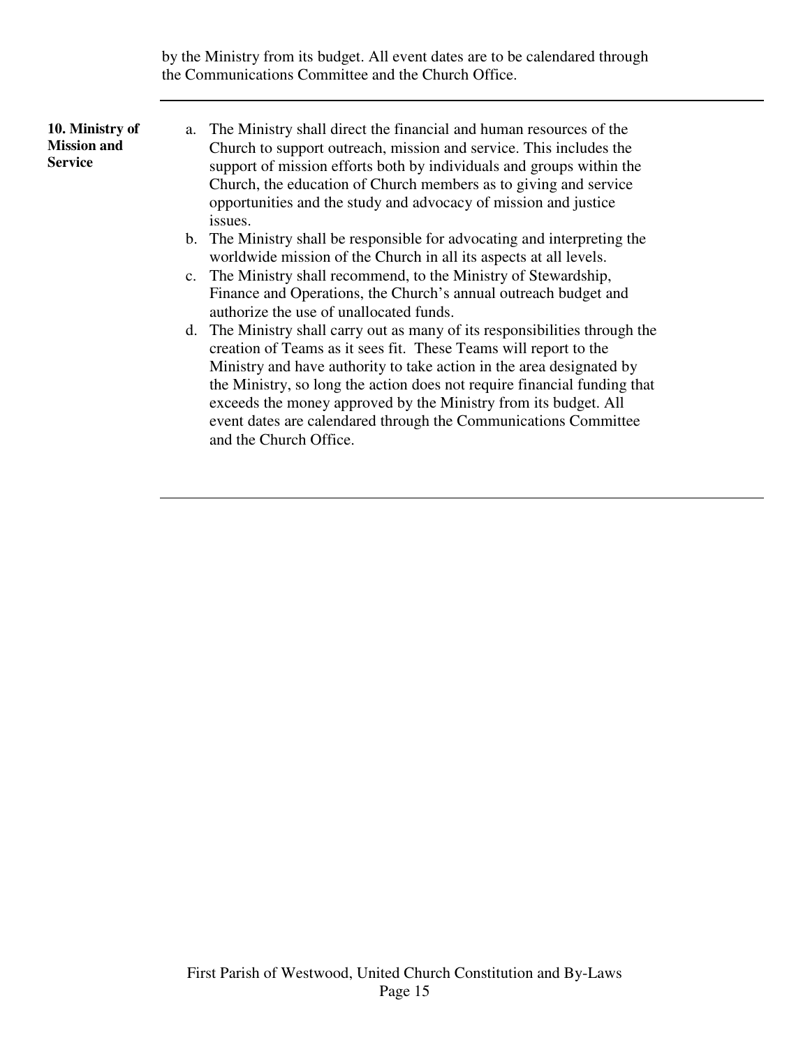by the Ministry from its budget. All event dates are to be calendared through the Communications Committee and the Church Office.

---

**10. Ministry of Mission and Service**

a. The Ministry shall direct the financial and human resources of the Church to support outreach, mission and service. This includes the support of mission efforts both by individuals and groups within the Church, the education of Church members as to giving and service opportunities and the study and advocacy of mission and justice issues.
b. The Ministry shall be responsible for advocating and interpreting the worldwide mission of the Church in all its aspects at all levels.
c. The Ministry shall recommend, to the Ministry of Stewardship, Finance and Operations, the Church's annual outreach budget and authorize the use of unallocated funds.
d. The Ministry shall carry out as many of its responsibilities through the creation of Teams as it sees fit. These Teams will report to the Ministry and have authority to take action in the area designated by the Ministry, so long the action does not require financial funding that exceeds the money approved by the Ministry from its budget. All event dates are calendared through the Communications Committee and the Church Office.

---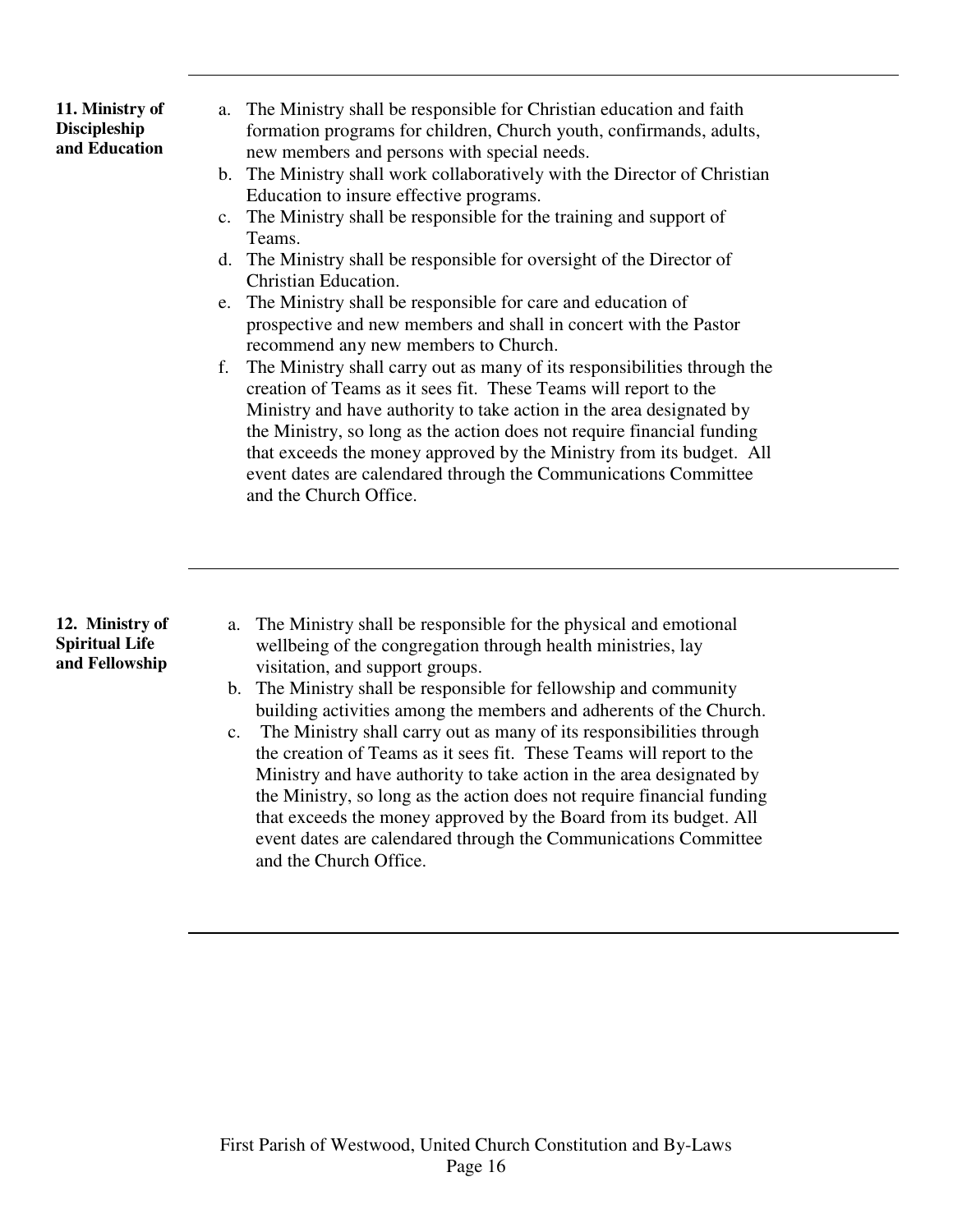**11. Ministry of Discipleship and Education**

a. The Ministry shall be responsible for Christian education and faith formation programs for children, Church youth, confirmands, adults, new members and persons with special needs.
b. The Ministry shall work collaboratively with the Director of Christian Education to insure effective programs.
c. The Ministry shall be responsible for the training and support of Teams.
d. The Ministry shall be responsible for oversight of the Director of Christian Education.
e. The Ministry shall be responsible for care and education of prospective and new members and shall in concert with the Pastor recommend any new members to Church.
f. The Ministry shall carry out as many of its responsibilities through the creation of Teams as it sees fit. These Teams will report to the Ministry and have authority to take action in the area designated by the Ministry, so long as the action does not require financial funding that exceeds the money approved by the Ministry from its budget. All event dates are calendared through the Communications Committee and the Church Office.

**12. Ministry of Spiritual Life and Fellowship**

a. The Ministry shall be responsible for the physical and emotional wellbeing of the congregation through health ministries, lay visitation, and support groups.
b. The Ministry shall be responsible for fellowship and community building activities among the members and adherents of the Church.
c. The Ministry shall carry out as many of its responsibilities through the creation of Teams as it sees fit. These Teams will report to the Ministry and have authority to take action in the area designated by the Ministry, so long as the action does not require financial funding that exceeds the money approved by the Board from its budget. All event dates are calendared through the Communications Committee and the Church Office.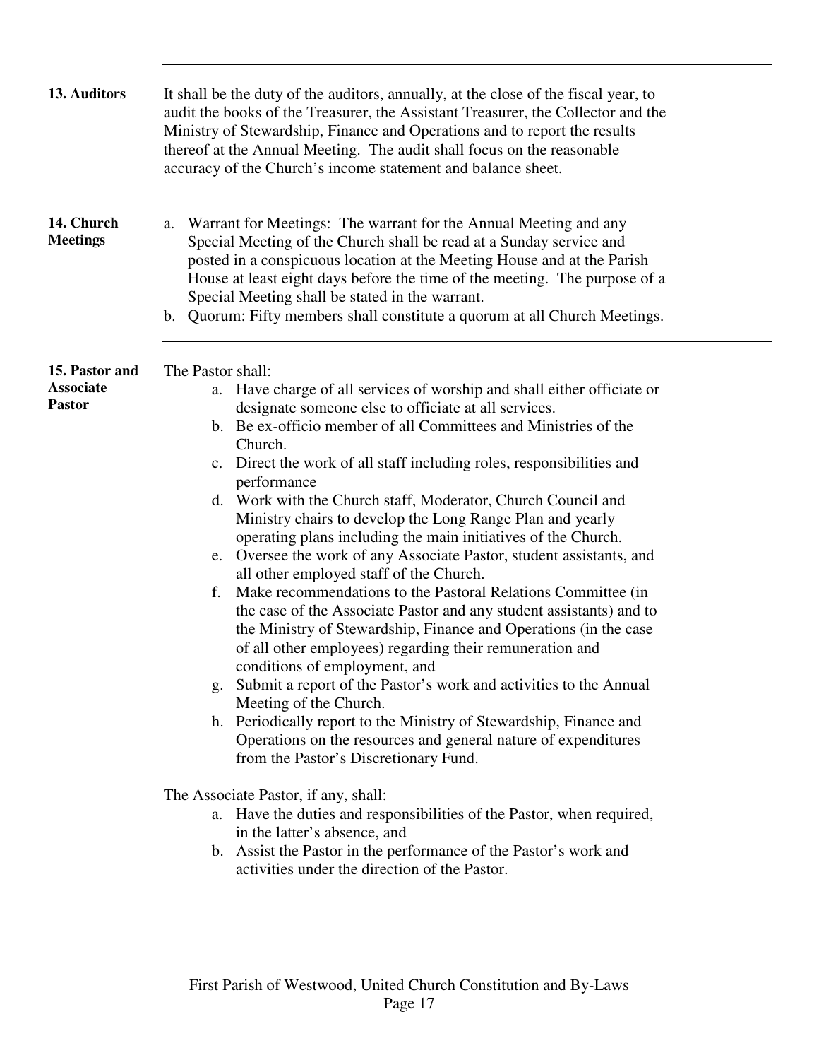## 13. Auditors

It shall be the duty of the auditors, annually, at the close of the fiscal year, to audit the books of the Treasurer, the Assistant Treasurer, the Collector and the Ministry of Stewardship, Finance and Operations and to report the results thereof at the Annual Meeting. The audit shall focus on the reasonable accuracy of the Church's income statement and balance sheet.

## 14. Church Meetings

a. Warrant for Meetings: The warrant for the Annual Meeting and any Special Meeting of the Church shall be read at a Sunday service and posted in a conspicuous location at the Meeting House and at the Parish House at least eight days before the time of the meeting. The purpose of a Special Meeting shall be stated in the warrant.
b. Quorum: Fifty members shall constitute a quorum at all Church Meetings.

## 15. Pastor and Associate Pastor

The Pastor shall:

a. Have charge of all services of worship and shall either officiate or designate someone else to officiate at all services.
b. Be ex-officio member of all Committees and Ministries of the Church.
c. Direct the work of all staff including roles, responsibilities and performance
d. Work with the Church staff, Moderator, Church Council and Ministry chairs to develop the Long Range Plan and yearly operating plans including the main initiatives of the Church.
e. Oversee the work of any Associate Pastor, student assistants, and all other employed staff of the Church.
f. Make recommendations to the Pastoral Relations Committee (in the case of the Associate Pastor and any student assistants) and to the Ministry of Stewardship, Finance and Operations (in the case of all other employees) regarding their remuneration and conditions of employment, and
g. Submit a report of the Pastor's work and activities to the Annual Meeting of the Church.
h. Periodically report to the Ministry of Stewardship, Finance and Operations on the resources and general nature of expenditures from the Pastor's Discretionary Fund.

The Associate Pastor, if any, shall:

a. Have the duties and responsibilities of the Pastor, when required, in the latter's absence, and
b. Assist the Pastor in the performance of the Pastor's work and activities under the direction of the Pastor.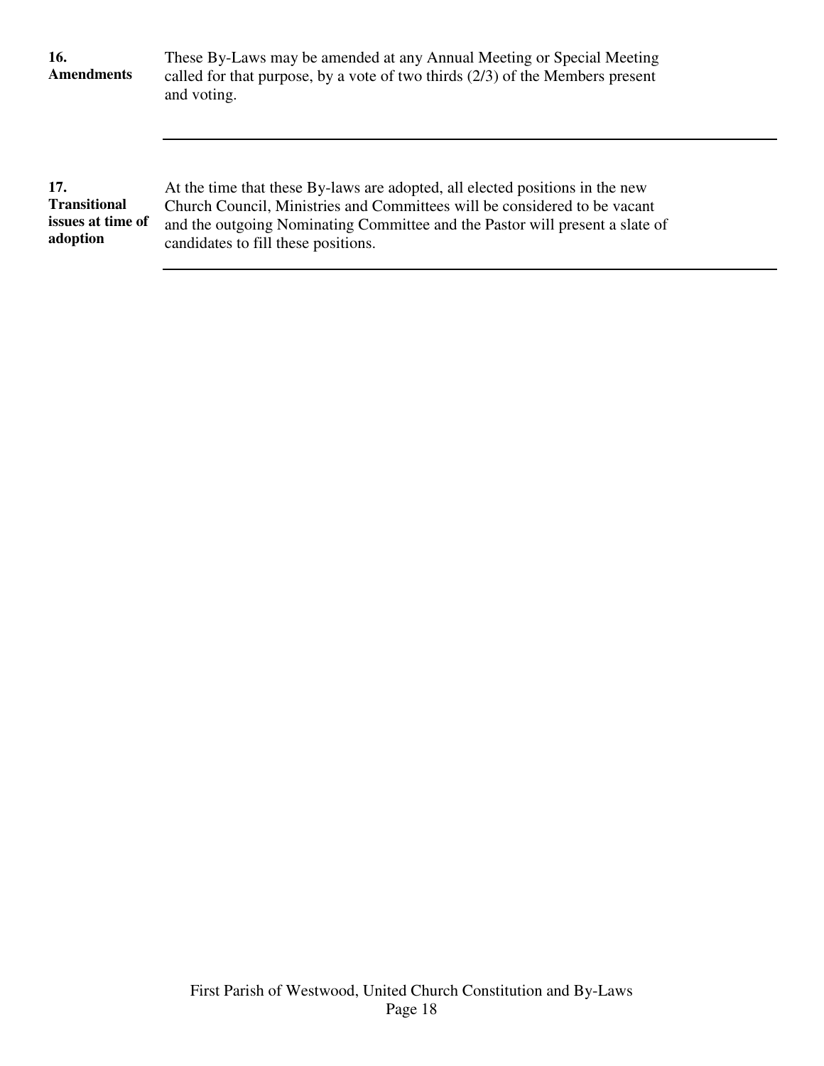**16. Amendments**

These By-Laws may be amended at any Annual Meeting or Special Meeting called for that purpose, by a vote of two thirds (2/3) of the Members present and voting.

---

**17. Transitional issues at time of adoption**

At the time that these By-laws are adopted, all elected positions in the new Church Council, Ministries and Committees will be considered to be vacant and the outgoing Nominating Committee and the Pastor will present a slate of candidates to fill these positions.

---